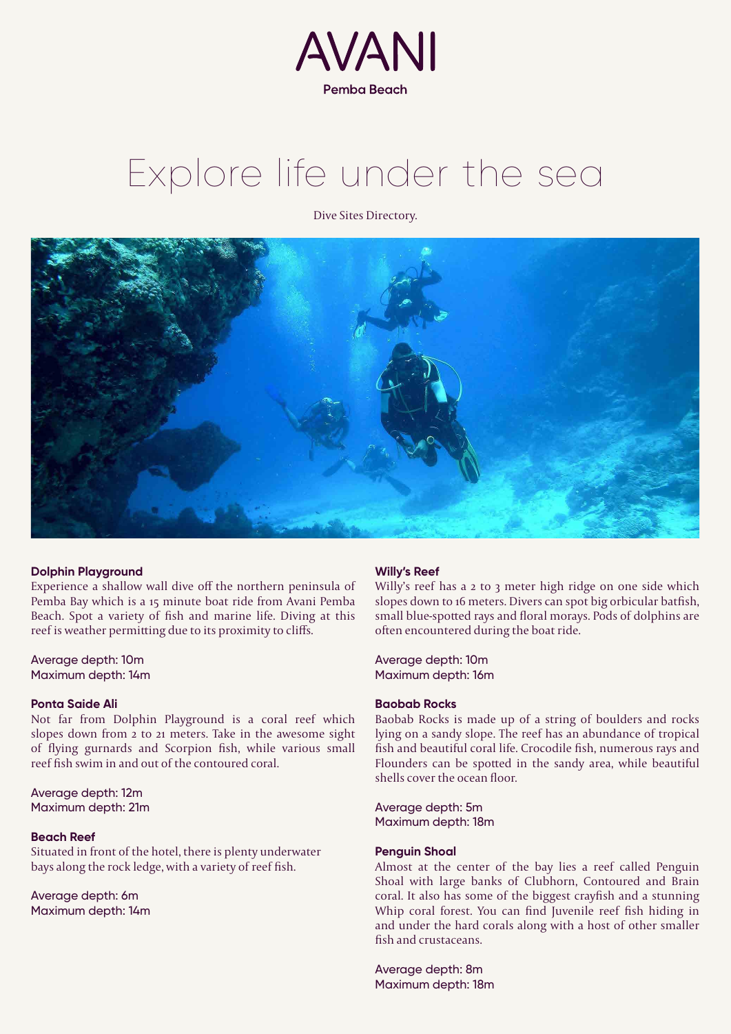AVANI

Pemba Beach

# Explore life under the sea

Dive Sites Directory.

### Dolphin Playground

Experience a shallow wall dive off the northern peninsula of Pemba Bay which is a 15 minute boat ride from Avani Pemba Beach. Spot a variety of fish and marine life. Diving at this reef is weather permitting due to its proximity to cliffs.

Average depth: 10m
Maximum depth: 14m

### Ponta Saide Ali

Not far from Dolphin Playground is a coral reef which slopes down from 2 to 21 meters. Take in the awesome sight of flying gurnards and Scorpion fish, while various small reef fish swim in and out of the contoured coral.

Average depth: 12m
Maximum depth: 21m

### Beach Reef

Situated in front of the hotel, there is plenty underwater bays along the rock ledge, with a variety of reef fish.

Average depth: 6m
Maximum depth: 14m

### Willy's Reef

Willy's reef has a 2 to 3 meter high ridge on one side which slopes down to 16 meters. Divers can spot big orbicular batfish, small blue-spotted rays and floral morays. Pods of dolphins are often encountered during the boat ride.

Average depth: 10m
Maximum depth: 16m

### Baobab Rocks

Baobab Rocks is made up of a string of boulders and rocks lying on a sandy slope. The reef has an abundance of tropical fish and beautiful coral life. Crocodile fish, numerous rays and Flounders can be spotted in the sandy area, while beautiful shells cover the ocean floor.

Average depth: 5m
Maximum depth: 18m

### Penguin Shoal

Almost at the center of the bay lies a reef called Penguin Shoal with large banks of Clubhorn, Contoured and Brain coral. It also has some of the biggest crayfish and a stunning Whip coral forest. You can find Juvenile reef fish hiding in and under the hard corals along with a host of other smaller fish and crustaceans.

Average depth: 8m
Maximum depth: 18m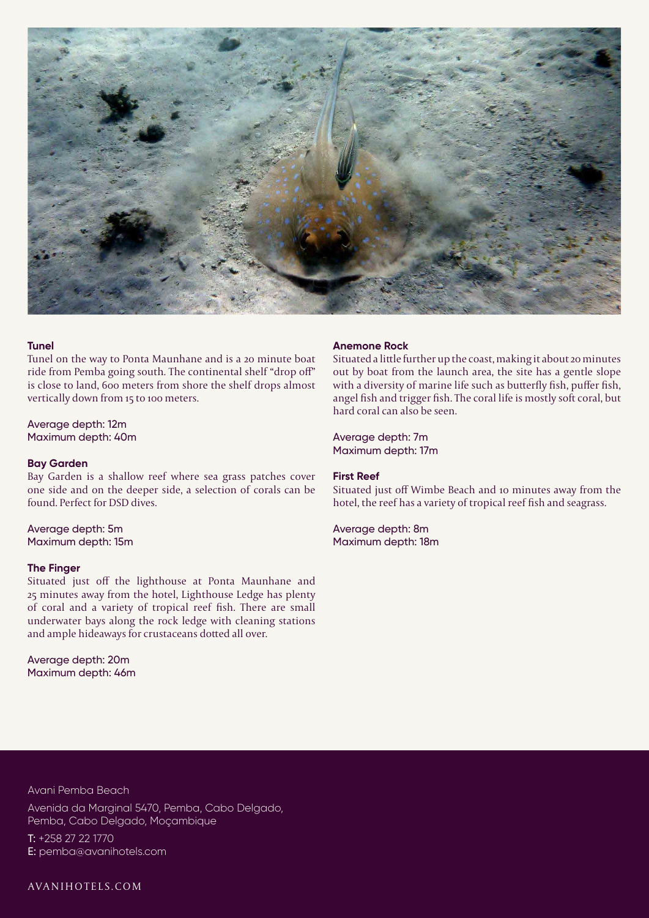### Tunel

Tunel on the way to Ponta Maunhane and is a 20 minute boat ride from Pemba going south. The continental shelf "drop off" is close to land, 600 meters from shore the shelf drops almost vertically down from 15 to 100 meters.

Average depth: 12m
Maximum depth: 40m

### Bay Garden

Bay Garden is a shallow reef where sea grass patches cover one side and on the deeper side, a selection of corals can be found. Perfect for DSD dives.

Average depth: 5m
Maximum depth: 15m

### The Finger

Situated just off the lighthouse at Ponta Maunhane and 25 minutes away from the hotel, Lighthouse Ledge has plenty of coral and a variety of tropical reef fish. There are small underwater bays along the rock ledge with cleaning stations and ample hideaways for crustaceans dotted all over.

Average depth: 20m
Maximum depth: 46m

### Anemone Rock

Situated a little further up the coast, making it about 20 minutes out by boat from the launch area, the site has a gentle slope with a diversity of marine life such as butterfly fish, puffer fish, angel fish and trigger fish. The coral life is mostly soft coral, but hard coral can also be seen.

Average depth: 7m
Maximum depth: 17m

### First Reef

Situated just off Wimbe Beach and 10 minutes away from the hotel, the reef has a variety of tropical reef fish and seagrass.

Average depth: 8m
Maximum depth: 18m

Avani Pemba Beach

Avenida da Marginal 5470, Pemba, Cabo Delgado,
Pemba, Cabo Delgado, Moçambique

**T:** +258 27 22 1770
**E:** pemba@avanihotels.com

AVANIHOTELS.COM